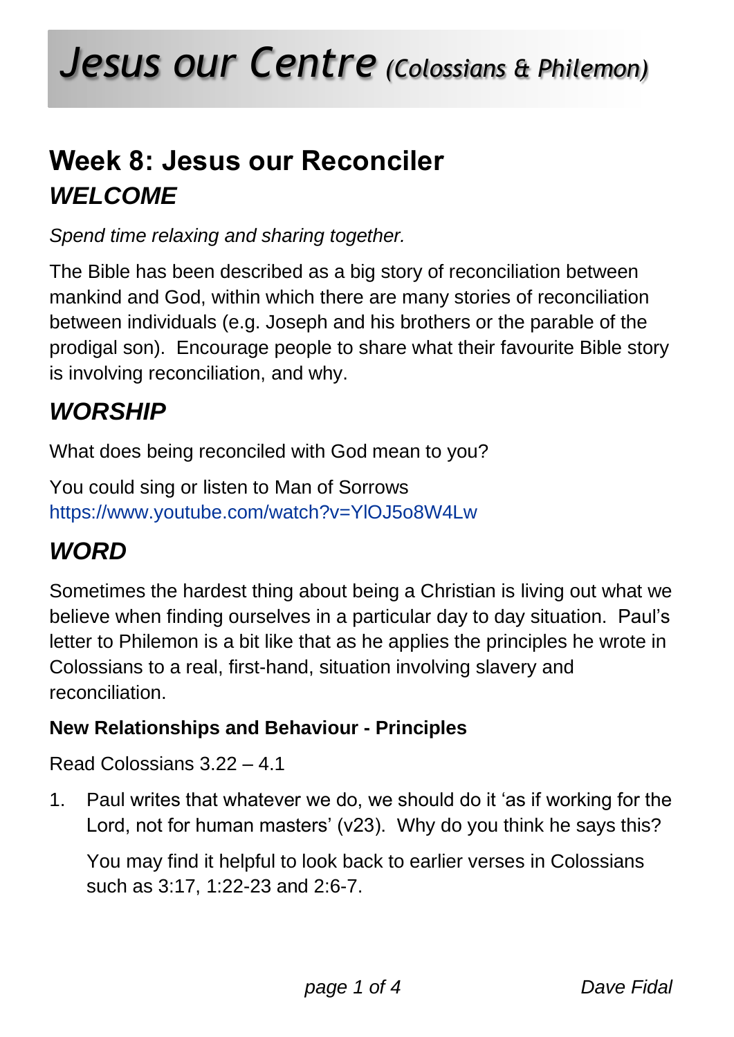# *Jesus our Centre* *(Colossians & Philemon)*

## Week 8: Jesus our Reconciler

## *WELCOME*

*Spend time relaxing and sharing together.*

The Bible has been described as a big story of reconciliation between mankind and God, within which there are many stories of reconciliation between individuals (e.g. Joseph and his brothers or the parable of the prodigal son). Encourage people to share what their favourite Bible story is involving reconciliation, and why.

## *WORSHIP*

What does being reconciled with God mean to you?

You could sing or listen to Man of Sorrows
https://www.youtube.com/watch?v=YlOJ5o8W4Lw

## *WORD*

Sometimes the hardest thing about being a Christian is living out what we believe when finding ourselves in a particular day to day situation. Paul's letter to Philemon is a bit like that as he applies the principles he wrote in Colossians to a real, first-hand, situation involving slavery and reconciliation.

**New Relationships and Behaviour - Principles**

Read Colossians 3.22 – 4.1

1. Paul writes that whatever we do, we should do it 'as if working for the Lord, not for human masters' (v23). Why do you think he says this?

   You may find it helpful to look back to earlier verses in Colossians such as 3:17, 1:22-23 and 2:6-7.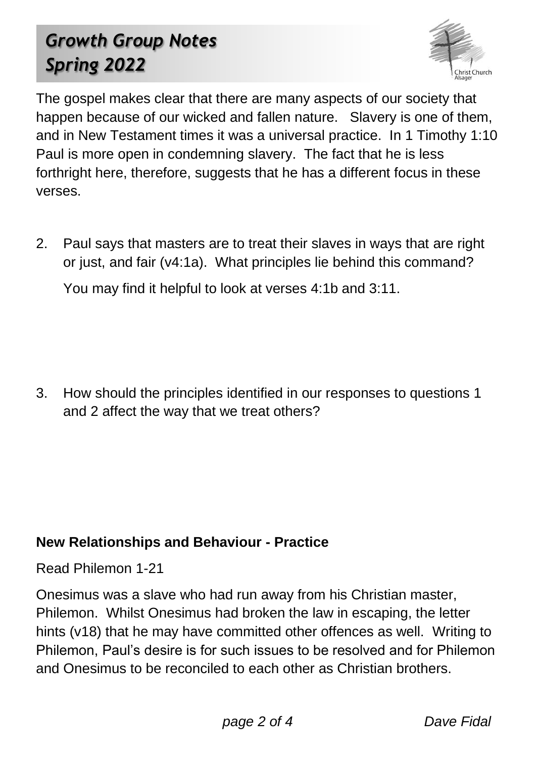The gospel makes clear that there are many aspects of our society that happen because of our wicked and fallen nature. Slavery is one of them, and in New Testament times it was a universal practice. In 1 Timothy 1:10 Paul is more open in condemning slavery. The fact that he is less forthright here, therefore, suggests that he has a different focus in these verses.

2. Paul says that masters are to treat their slaves in ways that are right or just, and fair (v4:1a). What principles lie behind this command?

   You may find it helpful to look at verses 4:1b and 3:11.

3. How should the principles identified in our responses to questions 1 and 2 affect the way that we treat others?

**New Relationships and Behaviour - Practice**

Read Philemon 1-21

Onesimus was a slave who had run away from his Christian master, Philemon. Whilst Onesimus had broken the law in escaping, the letter hints (v18) that he may have committed other offences as well. Writing to Philemon, Paul's desire is for such issues to be resolved and for Philemon and Onesimus to be reconciled to each other as Christian brothers.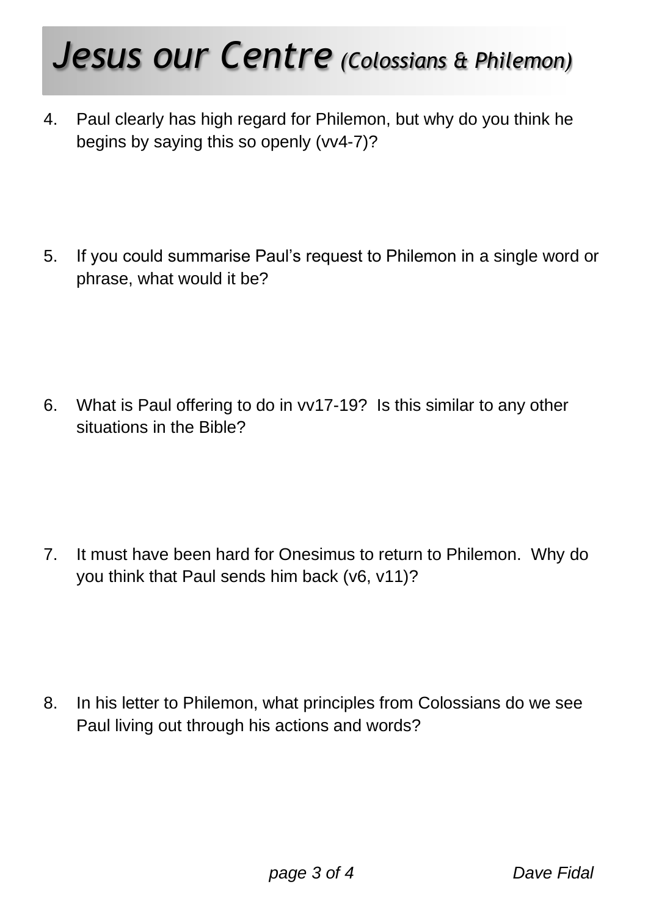# *Jesus our Centre (Colossians & Philemon)*

4. Paul clearly has high regard for Philemon, but why do you think he begins by saying this so openly (vv4-7)?

5. If you could summarise Paul's request to Philemon in a single word or phrase, what would it be?

6. What is Paul offering to do in vv17-19? Is this similar to any other situations in the Bible?

7. It must have been hard for Onesimus to return to Philemon. Why do you think that Paul sends him back (v6, v11)?

8. In his letter to Philemon, what principles from Colossians do we see Paul living out through his actions and words?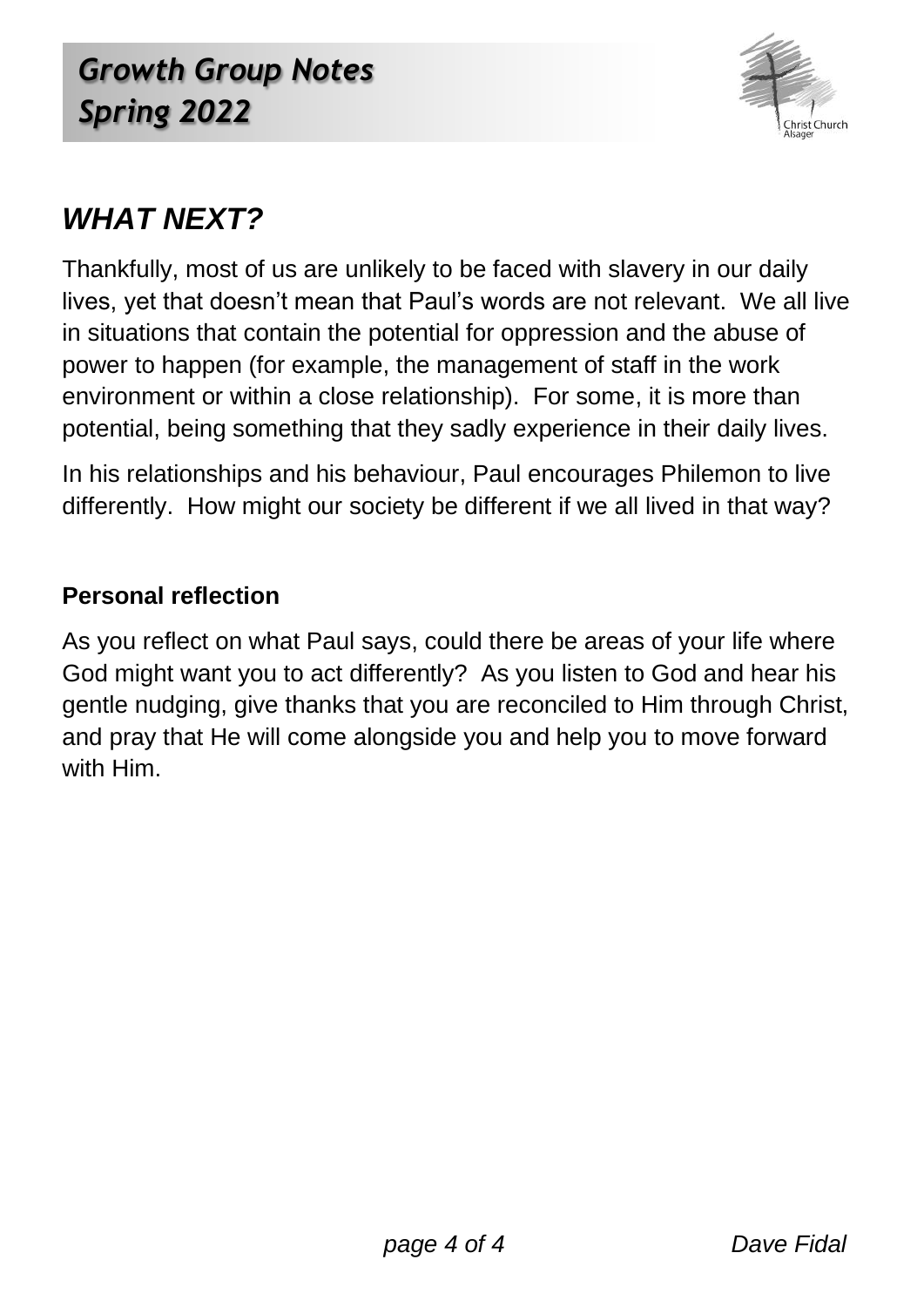## *WHAT NEXT?*

Thankfully, most of us are unlikely to be faced with slavery in our daily lives, yet that doesn't mean that Paul's words are not relevant. We all live in situations that contain the potential for oppression and the abuse of power to happen (for example, the management of staff in the work environment or within a close relationship). For some, it is more than potential, being something that they sadly experience in their daily lives.

In his relationships and his behaviour, Paul encourages Philemon to live differently. How might our society be different if we all lived in that way?

### Personal reflection

As you reflect on what Paul says, could there be areas of your life where God might want you to act differently? As you listen to God and hear his gentle nudging, give thanks that you are reconciled to Him through Christ, and pray that He will come alongside you and help you to move forward with Him.